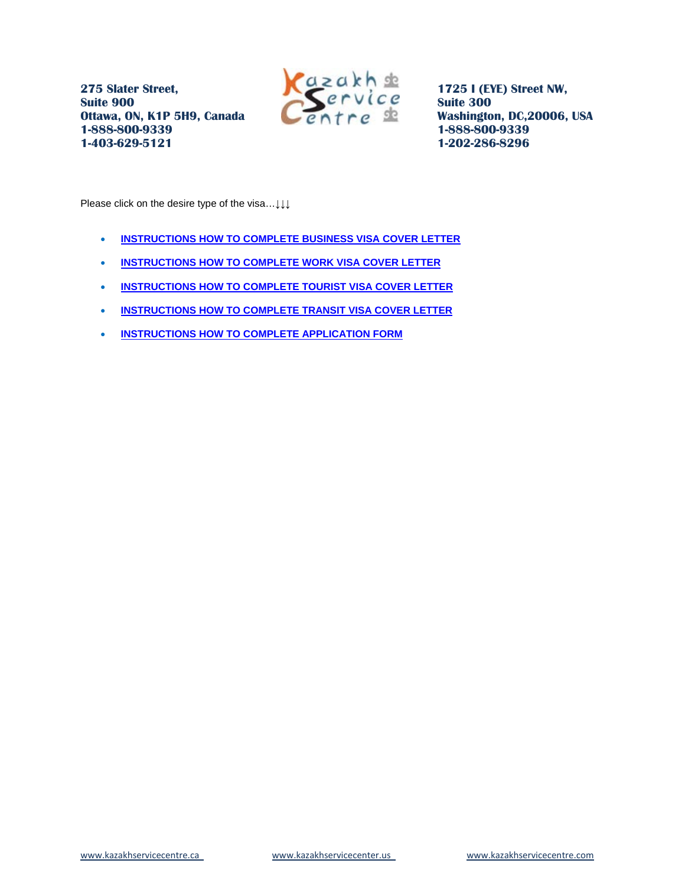**275 Slater Street,**
**Suite 900**
**Ottawa, ON, K1P 5H9, Canada**
**1-888-800-9339**
**1-403-629-5121**

Kazakh Service Centre

**1725 I (EYE) Street NW,**
**Suite 300**
**Washington, DC,20006, USA**
**1-888-800-9339**
**1-202-286-8296**

Please click on the desire type of the visa…↓↓↓

- **INSTRUCTIONS HOW TO COMPLETE BUSINESS VISA COVER LETTER**
- **INSTRUCTIONS HOW TO COMPLETE WORK VISA COVER LETTER**
- **INSTRUCTIONS HOW TO COMPLETE TOURIST VISA COVER LETTER**
- **INSTRUCTIONS HOW TO COMPLETE TRANSIT VISA COVER LETTER**
- **INSTRUCTIONS HOW TO COMPLETE APPLICATION FORM**

www.kazakhservicecentre.ca www.kazakhservicecenter.us www.kazakhservicecentre.com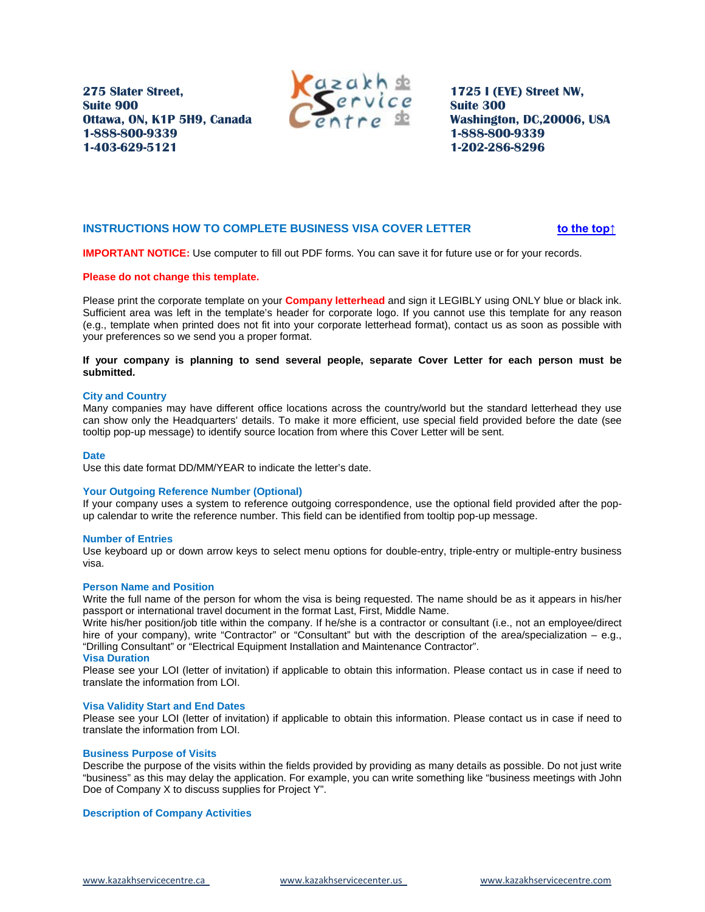275 Slater Street,
Suite 900
Ottawa, ON, K1P 5H9, Canada
1-888-800-9339
1-403-629-5121

1725 I (EYE) Street NW,
Suite 300
Washington, DC,20006, USA
1-888-800-9339
1-202-286-8296

## INSTRUCTIONS HOW TO COMPLETE BUSINESS VISA COVER LETTER

to the top↑

**IMPORTANT NOTICE:** Use computer to fill out PDF forms. You can save it for future use or for your records.

**Please do not change this template.**

Please print the corporate template on your **Company letterhead** and sign it LEGIBLY using ONLY blue or black ink. Sufficient area was left in the template's header for corporate logo. If you cannot use this template for any reason (e.g., template when printed does not fit into your corporate letterhead format), contact us as soon as possible with your preferences so we send you a proper format.

**If your company is planning to send several people, separate Cover Letter for each person must be submitted.**

### City and Country

Many companies may have different office locations across the country/world but the standard letterhead they use can show only the Headquarters' details. To make it more efficient, use special field provided before the date (see tooltip pop-up message) to identify source location from where this Cover Letter will be sent.

### Date

Use this date format DD/MM/YEAR to indicate the letter's date.

### Your Outgoing Reference Number (Optional)

If your company uses a system to reference outgoing correspondence, use the optional field provided after the pop-up calendar to write the reference number. This field can be identified from tooltip pop-up message.

### Number of Entries

Use keyboard up or down arrow keys to select menu options for double-entry, triple-entry or multiple-entry business visa.

### Person Name and Position

Write the full name of the person for whom the visa is being requested. The name should be as it appears in his/her passport or international travel document in the format Last, First, Middle Name.

Write his/her position/job title within the company. If he/she is a contractor or consultant (i.e., not an employee/direct hire of your company), write "Contractor" or "Consultant" but with the description of the area/specialization – e.g., "Drilling Consultant" or "Electrical Equipment Installation and Maintenance Contractor".

### Visa Duration

Please see your LOI (letter of invitation) if applicable to obtain this information. Please contact us in case if need to translate the information from LOI.

### Visa Validity Start and End Dates

Please see your LOI (letter of invitation) if applicable to obtain this information. Please contact us in case if need to translate the information from LOI.

### Business Purpose of Visits

Describe the purpose of the visits within the fields provided by providing as many details as possible. Do not just write "business" as this may delay the application. For example, you can write something like "business meetings with John Doe of Company X to discuss supplies for Project Y".

### Description of Company Activities

www.kazakhservicecentre.ca www.kazakhservicecenter.us www.kazakhservicecentre.com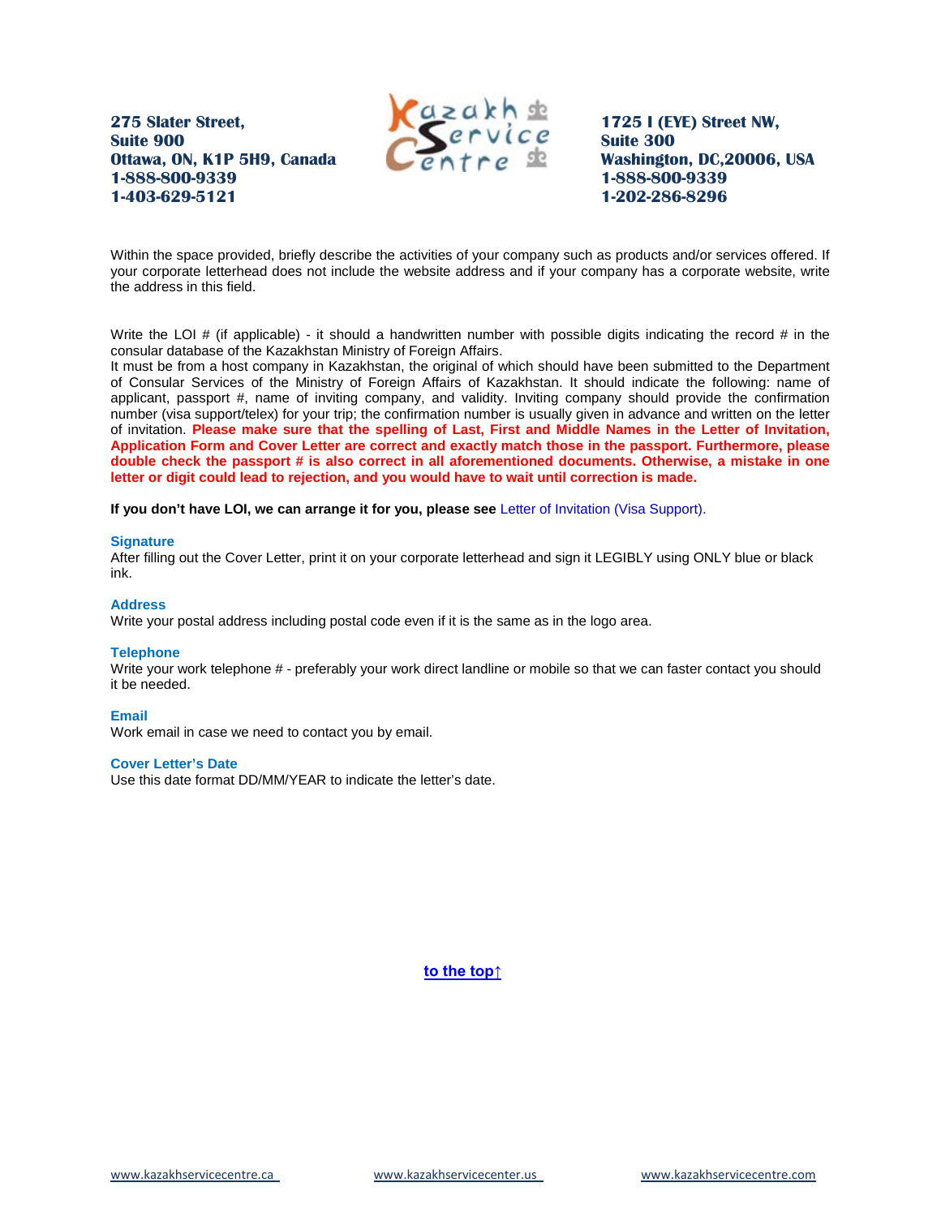Within the space provided, briefly describe the activities of your company such as products and/or services offered. If your corporate letterhead does not include the website address and if your company has a corporate website, write the address in this field.

Write the LOI # (if applicable) - it should a handwritten number with possible digits indicating the record # in the consular database of the Kazakhstan Ministry of Foreign Affairs.
It must be from a host company in Kazakhstan, the original of which should have been submitted to the Department of Consular Services of the Ministry of Foreign Affairs of Kazakhstan. It should indicate the following: name of applicant, passport #, name of inviting company, and validity. Inviting company should provide the confirmation number (visa support/telex) for your trip; the confirmation number is usually given in advance and written on the letter of invitation. **Please make sure that the spelling of Last, First and Middle Names in the Letter of Invitation, Application Form and Cover Letter are correct and exactly match those in the passport. Furthermore, please double check the passport # is also correct in all aforementioned documents. Otherwise, a mistake in one letter or digit could lead to rejection, and you would have to wait until correction is made.**

**If you don't have LOI, we can arrange it for you, please see** Letter of Invitation (Visa Support).

### Signature

After filling out the Cover Letter, print it on your corporate letterhead and sign it LEGIBLY using ONLY blue or black ink.

### Address

Write your postal address including postal code even if it is the same as in the logo area.

### Telephone

Write your work telephone # - preferably your work direct landline or mobile so that we can faster contact you should it be needed.

### Email

Work email in case we need to contact you by email.

### Cover Letter's Date

Use this date format DD/MM/YEAR to indicate the letter's date.

**to the top↑**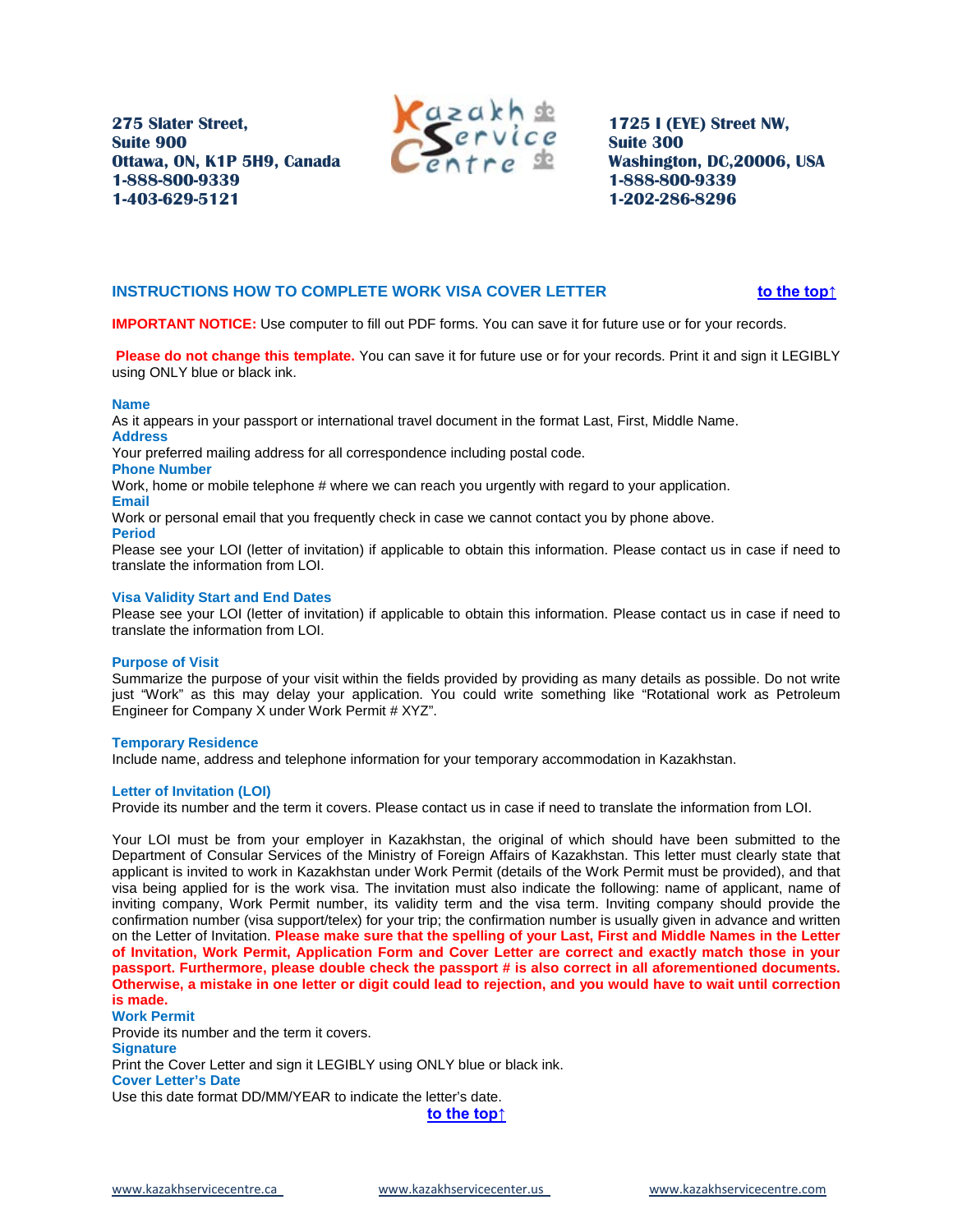275 Slater Street,
Suite 900
Ottawa, ON, K1P 5H9, Canada
1-888-800-9339
1-403-629-5121

1725 I (EYE) Street NW,
Suite 300
Washington, DC,20006, USA
1-888-800-9339
1-202-286-8296

## INSTRUCTIONS HOW TO COMPLETE WORK VISA COVER LETTER

to the top↑

**IMPORTANT NOTICE:** Use computer to fill out PDF forms. You can save it for future use or for your records.

**Please do not change this template.** You can save it for future use or for your records. Print it and sign it LEGIBLY using ONLY blue or black ink.

**Name**
As it appears in your passport or international travel document in the format Last, First, Middle Name.

**Address**
Your preferred mailing address for all correspondence including postal code.

**Phone Number**
Work, home or mobile telephone # where we can reach you urgently with regard to your application.

**Email**
Work or personal email that you frequently check in case we cannot contact you by phone above.

**Period**
Please see your LOI (letter of invitation) if applicable to obtain this information. Please contact us in case if need to translate the information from LOI.

**Visa Validity Start and End Dates**
Please see your LOI (letter of invitation) if applicable to obtain this information. Please contact us in case if need to translate the information from LOI.

**Purpose of Visit**
Summarize the purpose of your visit within the fields provided by providing as many details as possible. Do not write just "Work" as this may delay your application. You could write something like "Rotational work as Petroleum Engineer for Company X under Work Permit # XYZ".

**Temporary Residence**
Include name, address and telephone information for your temporary accommodation in Kazakhstan.

**Letter of Invitation (LOI)**
Provide its number and the term it covers. Please contact us in case if need to translate the information from LOI.

Your LOI must be from your employer in Kazakhstan, the original of which should have been submitted to the Department of Consular Services of the Ministry of Foreign Affairs of Kazakhstan. This letter must clearly state that applicant is invited to work in Kazakhstan under Work Permit (details of the Work Permit must be provided), and that visa being applied for is the work visa. The invitation must also indicate the following: name of applicant, name of inviting company, Work Permit number, its validity term and the visa term. Inviting company should provide the confirmation number (visa support/telex) for your trip; the confirmation number is usually given in advance and written on the Letter of Invitation. **Please make sure that the spelling of your Last, First and Middle Names in the Letter of Invitation, Work Permit, Application Form and Cover Letter are correct and exactly match those in your passport. Furthermore, please double check the passport # is also correct in all aforementioned documents. Otherwise, a mistake in one letter or digit could lead to rejection, and you would have to wait until correction is made.**

**Work Permit**
Provide its number and the term it covers.

**Signature**
Print the Cover Letter and sign it LEGIBLY using ONLY blue or black ink.

**Cover Letter's Date**
Use this date format DD/MM/YEAR to indicate the letter's date.

to the top↑

www.kazakhservicecentre.ca www.kazakhservicecenter.us www.kazakhservicecentre.com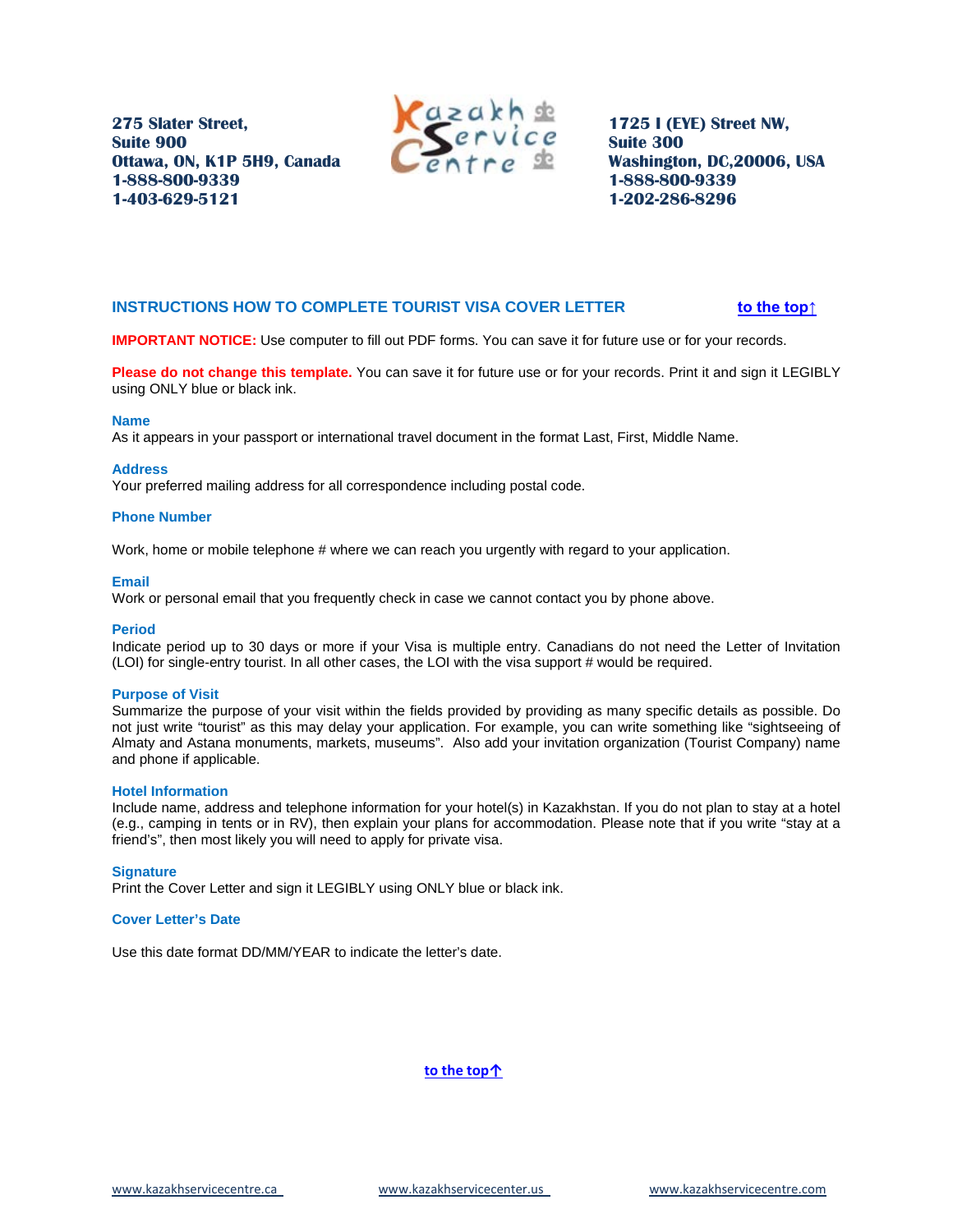275 Slater Street,
Suite 900
Ottawa, ON, K1P 5H9, Canada
1-888-800-9339
1-403-629-5121

1725 I (EYE) Street NW,
Suite 300
Washington, DC,20006, USA
1-888-800-9339
1-202-286-8296

## INSTRUCTIONS HOW TO COMPLETE TOURIST VISA COVER LETTER

to the top↑

**IMPORTANT NOTICE:** Use computer to fill out PDF forms. You can save it for future use or for your records.

**Please do not change this template.** You can save it for future use or for your records. Print it and sign it LEGIBLY using ONLY blue or black ink.

### Name

As it appears in your passport or international travel document in the format Last, First, Middle Name.

### Address

Your preferred mailing address for all correspondence including postal code.

### Phone Number

Work, home or mobile telephone # where we can reach you urgently with regard to your application.

### Email

Work or personal email that you frequently check in case we cannot contact you by phone above.

### Period

Indicate period up to 30 days or more if your Visa is multiple entry. Canadians do not need the Letter of Invitation (LOI) for single-entry tourist. In all other cases, the LOI with the visa support # would be required.

### Purpose of Visit

Summarize the purpose of your visit within the fields provided by providing as many specific details as possible. Do not just write "tourist" as this may delay your application. For example, you can write something like "sightseeing of Almaty and Astana monuments, markets, museums". Also add your invitation organization (Tourist Company) name and phone if applicable.

### Hotel Information

Include name, address and telephone information for your hotel(s) in Kazakhstan. If you do not plan to stay at a hotel (e.g., camping in tents or in RV), then explain your plans for accommodation. Please note that if you write "stay at a friend's", then most likely you will need to apply for private visa.

### Signature

Print the Cover Letter and sign it LEGIBLY using ONLY blue or black ink.

### Cover Letter's Date

Use this date format DD/MM/YEAR to indicate the letter's date.

to the top↑

www.kazakhservicecentre.ca www.kazakhservicecenter.us www.kazakhservicecentre.com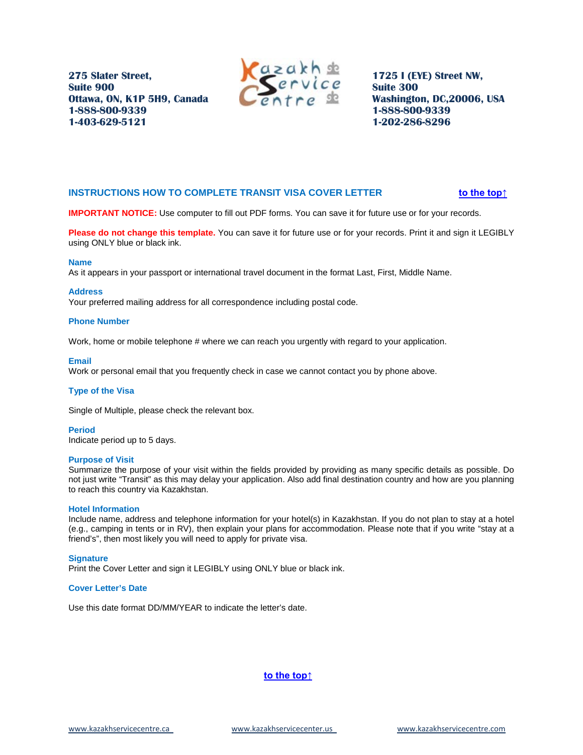**275 Slater Street,**
**Suite 900**
**Ottawa, ON, K1P 5H9, Canada**
**1-888-800-9339**
**1-403-629-5121**

**1725 I (EYE) Street NW,**
**Suite 300**
**Washington, DC,20006, USA**
**1-888-800-9339**
**1-202-286-8296**

## INSTRUCTIONS HOW TO COMPLETE TRANSIT VISA COVER LETTER

to the top↑

**IMPORTANT NOTICE:** Use computer to fill out PDF forms. You can save it for future use or for your records.

**Please do not change this template.** You can save it for future use or for your records. Print it and sign it LEGIBLY using ONLY blue or black ink.

### Name

As it appears in your passport or international travel document in the format Last, First, Middle Name.

### Address

Your preferred mailing address for all correspondence including postal code.

### Phone Number

Work, home or mobile telephone # where we can reach you urgently with regard to your application.

### Email

Work or personal email that you frequently check in case we cannot contact you by phone above.

### Type of the Visa

Single of Multiple, please check the relevant box.

### Period

Indicate period up to 5 days.

### Purpose of Visit

Summarize the purpose of your visit within the fields provided by providing as many specific details as possible. Do not just write "Transit" as this may delay your application. Also add final destination country and how are you planning to reach this country via Kazakhstan.

### Hotel Information

Include name, address and telephone information for your hotel(s) in Kazakhstan. If you do not plan to stay at a hotel (e.g., camping in tents or in RV), then explain your plans for accommodation. Please note that if you write "stay at a friend's", then most likely you will need to apply for private visa.

### Signature

Print the Cover Letter and sign it LEGIBLY using ONLY blue or black ink.

### Cover Letter's Date

Use this date format DD/MM/YEAR to indicate the letter's date.

to the top↑

www.kazakhservicecentre.ca www.kazakhservicecenter.us www.kazakhservicecentre.com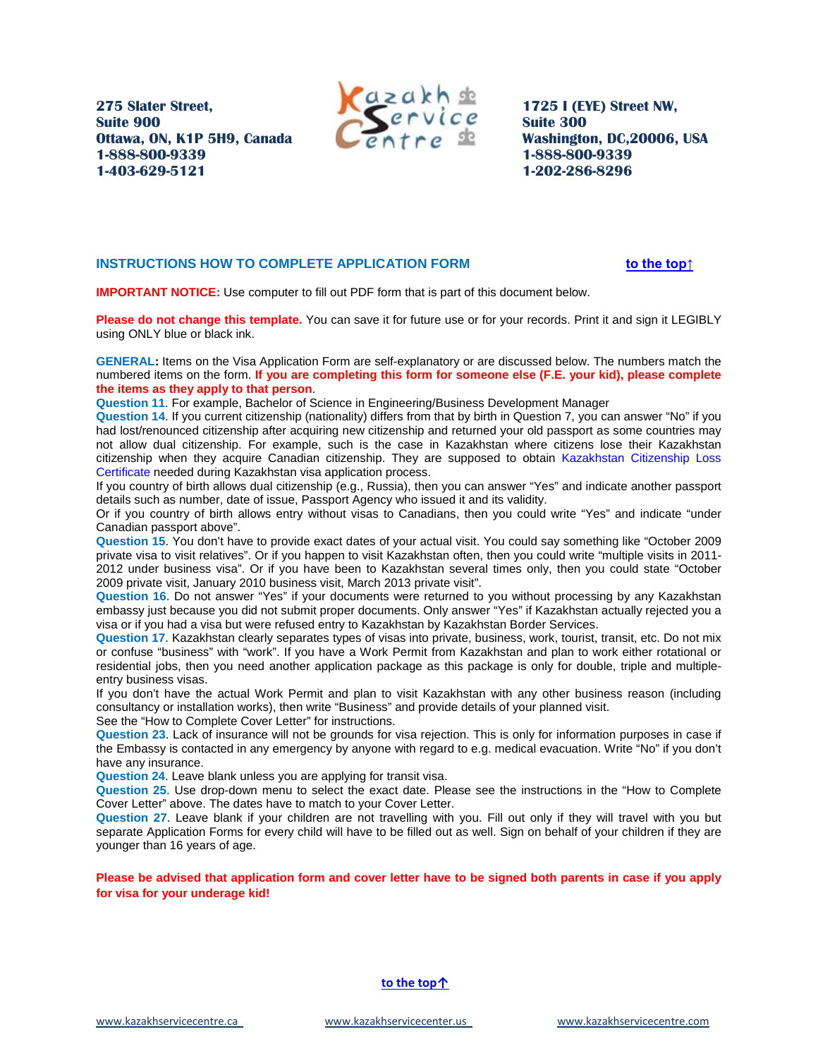275 Slater Street,
Suite 900
Ottawa, ON, K1P 5H9, Canada
1-888-800-9339
1-403-629-5121

1725 I (EYE) Street NW,
Suite 300
Washington, DC,20006, USA
1-888-800-9339
1-202-286-8296

## INSTRUCTIONS HOW TO COMPLETE APPLICATION FORM

to the top↑

**IMPORTANT NOTICE:** Use computer to fill out PDF form that is part of this document below.

**Please do not change this template.** You can save it for future use or for your records. Print it and sign it LEGIBLY using ONLY blue or black ink.

**GENERAL:** Items on the Visa Application Form are self-explanatory or are discussed below. The numbers match the numbered items on the form. **If you are completing this form for someone else (F.E. your kid), please complete the items as they apply to that person**.

**Question 11**. For example, Bachelor of Science in Engineering/Business Development Manager

**Question 14**. If you current citizenship (nationality) differs from that by birth in Question 7, you can answer "No" if you had lost/renounced citizenship after acquiring new citizenship and returned your old passport as some countries may not allow dual citizenship. For example, such is the case in Kazakhstan where citizens lose their Kazakhstan citizenship when they acquire Canadian citizenship. They are supposed to obtain Kazakhstan Citizenship Loss Certificate needed during Kazakhstan visa application process.

If you country of birth allows dual citizenship (e.g., Russia), then you can answer "Yes" and indicate another passport details such as number, date of issue, Passport Agency who issued it and its validity.

Or if you country of birth allows entry without visas to Canadians, then you could write "Yes" and indicate "under Canadian passport above".

**Question 15**. You don't have to provide exact dates of your actual visit. You could say something like "October 2009 private visa to visit relatives". Or if you happen to visit Kazakhstan often, then you could write "multiple visits in 2011-2012 under business visa". Or if you have been to Kazakhstan several times only, then you could state "October 2009 private visit, January 2010 business visit, March 2013 private visit".

**Question 16**. Do not answer "Yes" if your documents were returned to you without processing by any Kazakhstan embassy just because you did not submit proper documents. Only answer "Yes" if Kazakhstan actually rejected you a visa or if you had a visa but were refused entry to Kazakhstan by Kazakhstan Border Services.

**Question 17**. Kazakhstan clearly separates types of visas into private, business, work, tourist, transit, etc. Do not mix or confuse "business" with "work". If you have a Work Permit from Kazakhstan and plan to work either rotational or residential jobs, then you need another application package as this package is only for double, triple and multiple-entry business visas.

If you don't have the actual Work Permit and plan to visit Kazakhstan with any other business reason (including consultancy or installation works), then write "Business" and provide details of your planned visit.

See the "How to Complete Cover Letter" for instructions.

**Question 23**. Lack of insurance will not be grounds for visa rejection. This is only for information purposes in case if the Embassy is contacted in any emergency by anyone with regard to e.g. medical evacuation. Write "No" if you don't have any insurance.

**Question 24**. Leave blank unless you are applying for transit visa.

**Question 25**. Use drop-down menu to select the exact date. Please see the instructions in the "How to Complete Cover Letter" above. The dates have to match to your Cover Letter.

**Question 27**. Leave blank if your children are not travelling with you. Fill out only if they will travel with you but separate Application Forms for every child will have to be filled out as well. Sign on behalf of your children if they are younger than 16 years of age.

**Please be advised that application form and cover letter have to be signed both parents in case if you apply for visa for your underage kid!**

to the top↑

www.kazakhservicecentre.ca www.kazakhservicecenter.us www.kazakhservicecentre.com